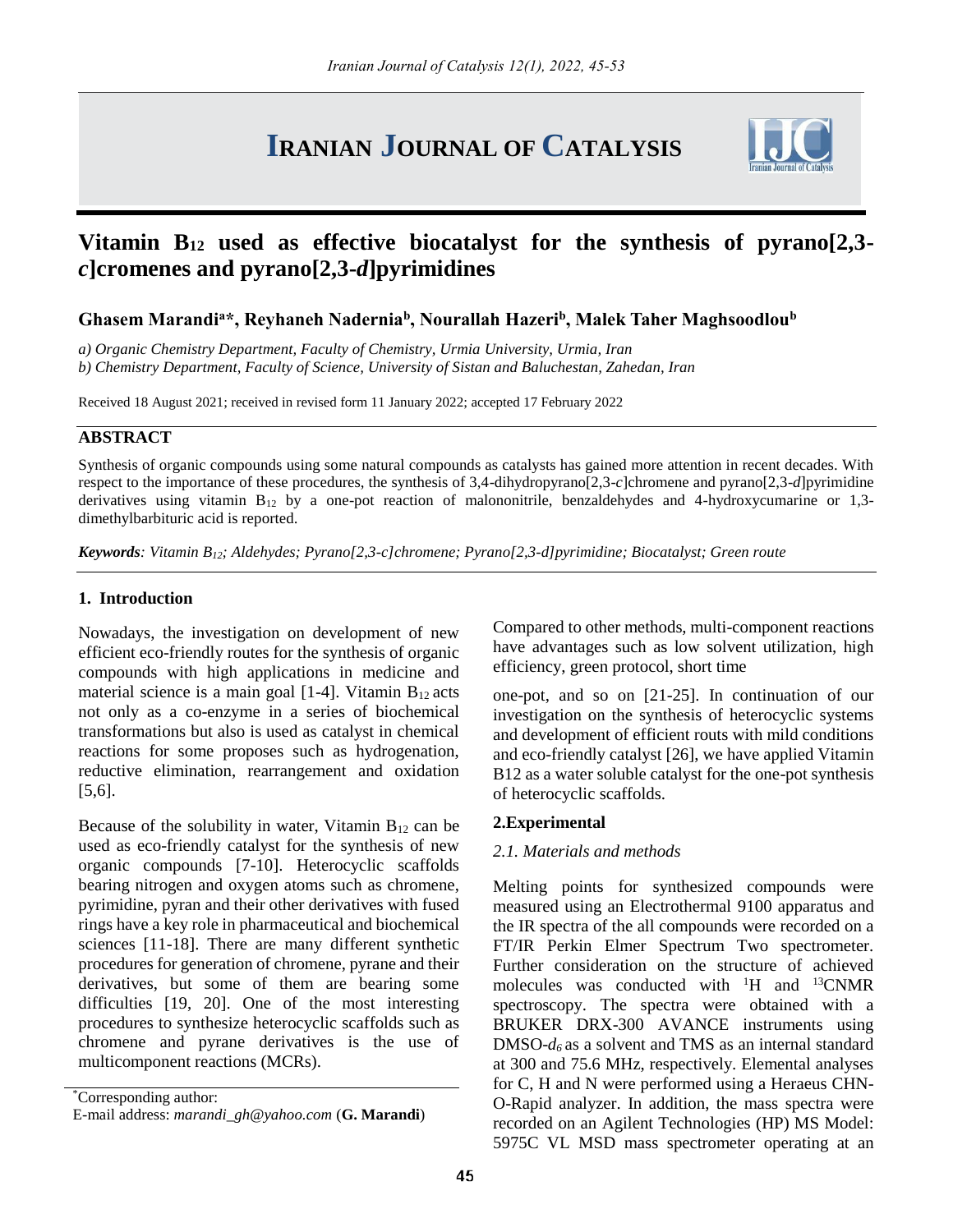# IRANIAN JOURNAL OF CATALYSIS

# Vitamin $B_{12}$ used as effective biocatalyst for the synthesis of pyrano[2,3-*c*]cromenes and pyrano[2,3-*d*]pyrimidines

**Ghasem Marandi[a*], Reyhaneh Nadernia[b], Nourallah Hazeri[b], Malek Taher Maghsoodlou[b]**

*a) Organic Chemistry Department, Faculty of Chemistry, Urmia University, Urmia, Iran*
*b) Chemistry Department, Faculty of Science, University of Sistan and Baluchestan, Zahedan, Iran*

Received 18 August 2021; received in revised form 11 January 2022; accepted 17 February 2022

## ABSTRACT

Synthesis of organic compounds using some natural compounds as catalysts has gained more attention in recent decades. With respect to the importance of these procedures, the synthesis of 3,4-dihydropyrano[2,3-*c*]chromene and pyrano[2,3-*d*]pyrimidine derivatives using vitamin $B_{12}$ by a one-pot reaction of malononitrile, benzaldehydes and 4-hydroxycumarine or 1,3-dimethylbarbituric acid is reported.

***Keywords****: Vitamin $B_{12}$; Aldehydes; Pyrano[2,3-c]chromene; Pyrano[2,3-d]pyrimidine; Biocatalyst; Green route*

## 1. Introduction

Nowadays, the investigation on development of new efficient eco-friendly routes for the synthesis of organic compounds with high applications in medicine and material science is a main goal [1-4]. Vitamin $B_{12}$ acts not only as a co-enzyme in a series of biochemical transformations but also is used as catalyst in chemical reactions for some proposes such as hydrogenation, reductive elimination, rearrangement and oxidation [5,6].

Because of the solubility in water, Vitamin $B_{12}$ can be used as eco-friendly catalyst for the synthesis of new organic compounds [7-10]. Heterocyclic scaffolds bearing nitrogen and oxygen atoms such as chromene, pyrimidine, pyran and their other derivatives with fused rings have a key role in pharmaceutical and biochemical sciences [11-18]. There are many different synthetic procedures for generation of chromene, pyrane and their derivatives, but some of them are bearing some difficulties [19, 20]. One of the most interesting procedures to synthesize heterocyclic scaffolds such as chromene and pyrane derivatives is the use of multicomponent reactions (MCRs).

Compared to other methods, multi-component reactions have advantages such as low solvent utilization, high efficiency, green protocol, short time

one-pot, and so on [21-25]. In continuation of our investigation on the synthesis of heterocyclic systems and development of efficient routs with mild conditions and eco-friendly catalyst [26], we have applied Vitamin B12 as a water soluble catalyst for the one-pot synthesis of heterocyclic scaffolds.

## 2.Experimental

### *2.1. Materials and methods*

Melting points for synthesized compounds were measured using an Electrothermal 9100 apparatus and the IR spectra of the all compounds were recorded on a FT/IR Perkin Elmer Spectrum Two spectrometer. Further consideration on the structure of achieved molecules was conducted with $^{1}$H and $^{13}$CNMR spectroscopy. The spectra were obtained with a BRUKER DRX-300 AVANCE instruments using DMSO-$d_6$ as a solvent and TMS as an internal standard at 300 and 75.6 MHz, respectively. Elemental analyses for C, H and N were performed using a Heraeus CHN-O-Rapid analyzer. In addition, the mass spectra were recorded on an Agilent Technologies (HP) MS Model: 5975C VL MSD mass spectrometer operating at an

*Corresponding author:
E-mail address: *marandi_gh@yahoo.com* (**G. Marandi**)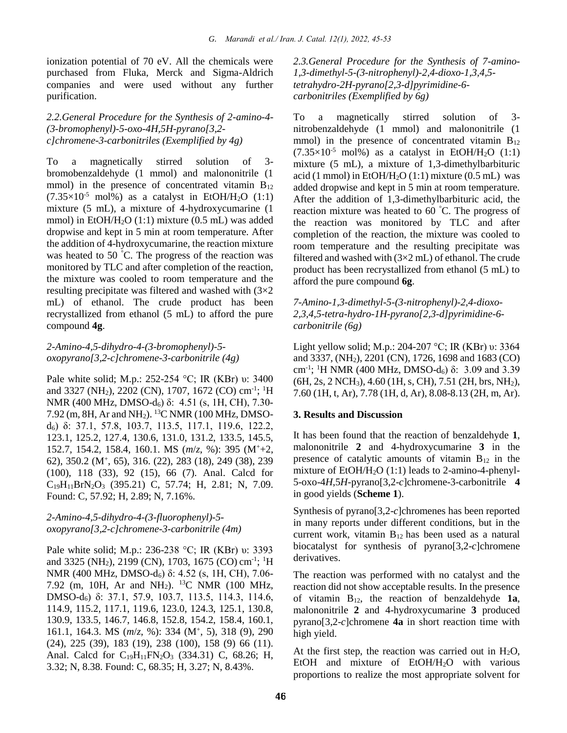ionization potential of 70 eV. All the chemicals were purchased from Fluka, Merck and Sigma-Aldrich companies and were used without any further purification.

### *2.2.General Procedure for the Synthesis of 2-amino-4-(3-bromophenyl)-5-oxo-4H,5H-pyrano[3,2-c]chromene-3-carbonitriles (Exemplified by 4g)*

To a magnetically stirred solution of 3-bromobenzaldehyde (1 mmol) and malononitrile (1 mmol) in the presence of concentrated vitamin $B_{12}$ ($7.35\times10^{-5}$ mol%) as a catalyst in EtOH/$H_2O$ (1:1) mixture (5 mL), a mixture of 4-hydroxycumarine (1 mmol) in EtOH/$H_2O$ (1:1) mixture (0.5 mL) was added dropwise and kept in 5 min at room temperature. After the addition of 4-hydroxycumarine, the reaction mixture was heated to 50 °C. The progress of the reaction was monitored by TLC and after completion of the reaction, the mixture was cooled to room temperature and the resulting precipitate was filtered and washed with (3×2 mL) of ethanol. The crude product has been recrystallized from ethanol (5 mL) to afford the pure compound **4g**.

*2-Amino-4,5-dihydro-4-(3-bromophenyl)-5-oxopyrano[3,2-c]chromene-3-carbonitrile (4g)*

Pale white solid; M.p.: 252-254 °C; IR (KBr) υ: 3400 and 3327 ($NH_2$), 2202 (CN), 1707, 1672 (CO) cm$^{-1}$; $^1$H NMR (400 MHz, DMSO-d$_6$) δ: 4.51 (s, 1H, CH), 7.30-7.92 (m, 8H, Ar and $NH_2$). $^{13}$C NMR (100 MHz, DMSO-d$_6$) δ: 37.1, 57.8, 103.7, 113.5, 117.1, 119.6, 122.2, 123.1, 125.2, 127.4, 130.6, 131.0, 131.2, 133.5, 145.5, 152.7, 154.2, 158.4, 160.1. MS (*m*/*z*, %): 395 (M$^+$+2, 62), 350.2 (M$^+$, 65), 316. (22), 283 (18), 249 (38), 239 (100), 118 (33), 92 (15), 66 (7). Anal. Calcd for $C_{19}H_{11}BrN_2O_3$ (395.21) C, 57.74; H, 2.81; N, 7.09. Found: C, 57.92; H, 2.89; N, 7.16%.

*2-Amino-4,5-dihydro-4-(3-fluorophenyl)-5-oxopyrano[3,2-c]chromene-3-carbonitrile (4m)*

Pale white solid; M.p.: 236-238 °C; IR (KBr) υ: 3393 and 3325 ($NH_2$), 2199 (CN), 1703, 1675 (CO) cm$^{-1}$; $^1$H NMR (400 MHz, DMSO-d$_6$) δ: 4.52 (s, 1H, CH), 7.06-7.92 (m, 10H, Ar and $NH_2$). $^{13}$C NMR (100 MHz, DMSO-d$_6$) δ: 37.1, 57.9, 103.7, 113.5, 114.3, 114.6, 114.9, 115.2, 117.1, 119.6, 123.0, 124.3, 125.1, 130.8, 130.9, 133.5, 146.7, 146.8, 152.8, 154.2, 158.4, 160.1, 161.1, 164.3. MS (*m*/*z*, %): 334 (M$^+$, 5), 318 (9), 290 (24), 225 (39), 183 (19), 238 (100), 158 (9) 66 (11). Anal. Calcd for $C_{19}H_{11}FN_2O_3$ (334.31) C, 68.26; H, 3.32; N, 8.38. Found: C, 68.35; H, 3.27; N, 8.43%.

### *2.3.General Procedure for the Synthesis of 7-amino-1,3-dimethyl-5-(3-nitrophenyl)-2,4-dioxo-1,3,4,5-tetrahydro-2H-pyrano[2,3-d]pyrimidine-6-carbonitriles (Exemplified by 6g)*

To a magnetically stirred solution of 3-nitrobenzaldehyde (1 mmol) and malononitrile (1 mmol) in the presence of concentrated vitamin $B_{12}$ ($7.35\times10^{-5}$ mol%) as a catalyst in EtOH/$H_2O$ (1:1) mixture (5 mL), a mixture of 1,3-dimethylbarbituric acid (1 mmol) in EtOH/$H_2O$ (1:1) mixture (0.5 mL) was added dropwise and kept in 5 min at room temperature. After the addition of 1,3-dimethylbarbituric acid, the reaction mixture was heated to 60 °C. The progress of the reaction was monitored by TLC and after completion of the reaction, the mixture was cooled to room temperature and the resulting precipitate was filtered and washed with (3×2 mL) of ethanol. The crude product has been recrystallized from ethanol (5 mL) to afford the pure compound **6g**.

*7-Amino-1,3-dimethyl-5-(3-nitrophenyl)-2,4-dioxo-2,3,4,5-tetra-hydro-1H-pyrano[2,3-d]pyrimidine-6-carbonitrile (6g)*

Light yellow solid; M.p.: 204-207 °C; IR (KBr) υ: 3364 and 3337, ($NH_2$), 2201 (CN), 1726, 1698 and 1683 (CO) cm$^{-1}$; $^1$H NMR (400 MHz, DMSO-d$_6$) δ: 3.09 and 3.39 (6H, 2s, 2 $NCH_3$), 4.60 (1H, s, CH), 7.51 (2H, brs, $NH_2$), 7.60 (1H, t, Ar), 7.78 (1H, d, Ar), 8.08-8.13 (2H, m, Ar).

## 3. Results and Discussion

It has been found that the reaction of benzaldehyde **1**, malononitrile **2** and 4-hydroxycumarine **3** in the presence of catalytic amounts of vitamin $B_{12}$ in the mixture of EtOH/$H_2O$ (1:1) leads to 2-amino-4-phenyl-5-oxo-4*H*,5*H*-pyrano[3,2-*c*]chromene-3-carbonitrile **4** in good yields (**Scheme 1**).

Synthesis of pyrano[3,2-*c*]chromenes has been reported in many reports under different conditions, but in the current work, vitamin $B_{12}$ has been used as a natural biocatalyst for synthesis of pyrano[3,2-*c*]chromene derivatives.

The reaction was performed with no catalyst and the reaction did not show acceptable results. In the presence of vitamin $B_{12}$, the reaction of benzaldehyde **1a**, malononitrile **2** and 4-hydroxycumarine **3** produced pyrano[3,2-*c*]chromene **4a** in short reaction time with high yield.

At the first step, the reaction was carried out in $H_2O$, EtOH and mixture of EtOH/$H_2O$ with various proportions to realize the most appropriate solvent for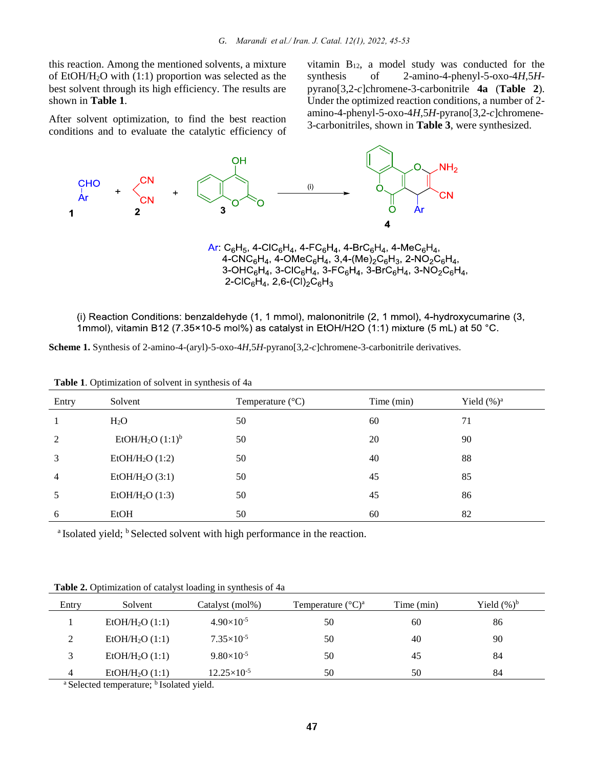this reaction. Among the mentioned solvents, a mixture of EtOH/$H_2O$ with (1:1) proportion was selected as the best solvent through its high efficiency. The results are shown in **Table 1**.

After solvent optimization, to find the best reaction conditions and to evaluate the catalytic efficiency of vitamin $B_{12}$, a model study was conducted for the synthesis of 2-amino-4-phenyl-5-oxo-4*H*,5*H*-pyrano[3,2-*c*]chromene-3-carbonitrile **4a** (**Table 2**). Under the optimized reaction conditions, a number of 2-amino-4-phenyl-5-oxo-4*H*,5*H*-pyrano[3,2-*c*]chromene-3-carbonitriles, shown in **Table 3**, were synthesized.

Ar: $C_6H_5$, 4-Cl$C_6H_4$, 4-F$C_6H_4$, 4-Br$C_6H_4$, 4-Me$C_6H_4$, 4-CN$C_6H_4$, 4-OMe$C_6H_4$, 3,4-$(Me)_2C_6H_3$, 2-$NO_2C_6H_4$, 3-OH$C_6H_4$, 3-Cl$C_6H_4$, 3-F$C_6H_4$, 3-Br$C_6H_4$, 3-$NO_2C_6H_4$, 2-Cl$C_6H_4$, 2,6-$(Cl)_2C_6H_3$

(i) Reaction Conditions: benzaldehyde (1, 1 mmol), malononitrile (2, 1 mmol), 4-hydroxycumarine (3, 1mmol), vitamin B12 ($7.35\times10^{-5}$ mol%) as catalyst in EtOH/H2O (1:1) mixture (5 mL) at 50 °C.

**Scheme 1.** Synthesis of 2-amino-4-(aryl)-5-oxo-4*H*,5*H*-pyrano[3,2-*c*]chromene-3-carbonitrile derivatives.

**Table 1**. Optimization of solvent in synthesis of 4a

| Entry | Solvent | Temperature (°C) | Time (min) | Yield (%)[a] |
|---|---|---|---|---|
| 1 | $H_2O$ | 50 | 60 | 71 |
| 2 | EtOH/$H_2O$ (1:1)[b] | 50 | 20 | 90 |
| 3 | EtOH/$H_2O$ (1:2) | 50 | 40 | 88 |
| 4 | EtOH/$H_2O$ (3:1) | 50 | 45 | 85 |
| 5 | EtOH/$H_2O$ (1:3) | 50 | 45 | 86 |
| 6 | EtOH | 50 | 60 | 82 |

[a] Isolated yield; [b] Selected solvent with high performance in the reaction.

**Table 2.** Optimization of catalyst loading in synthesis of 4a

| Entry | Solvent | Catalyst (mol%) | Temperature (°C)[a] | Time (min) | Yield (%)[b] |
|---|---|---|---|---|---|
| 1 | EtOH/$H_2O$ (1:1) | $4.90\times10^{-5}$ | 50 | 60 | 86 |
| 2 | EtOH/$H_2O$ (1:1) | $7.35\times10^{-5}$ | 50 | 40 | 90 |
| 3 | EtOH/$H_2O$ (1:1) | $9.80\times10^{-5}$ | 50 | 45 | 84 |
| 4 | EtOH/$H_2O$ (1:1) | $12.25\times10^{-5}$ | 50 | 50 | 84 |

[a] Selected temperature; [b] Isolated yield.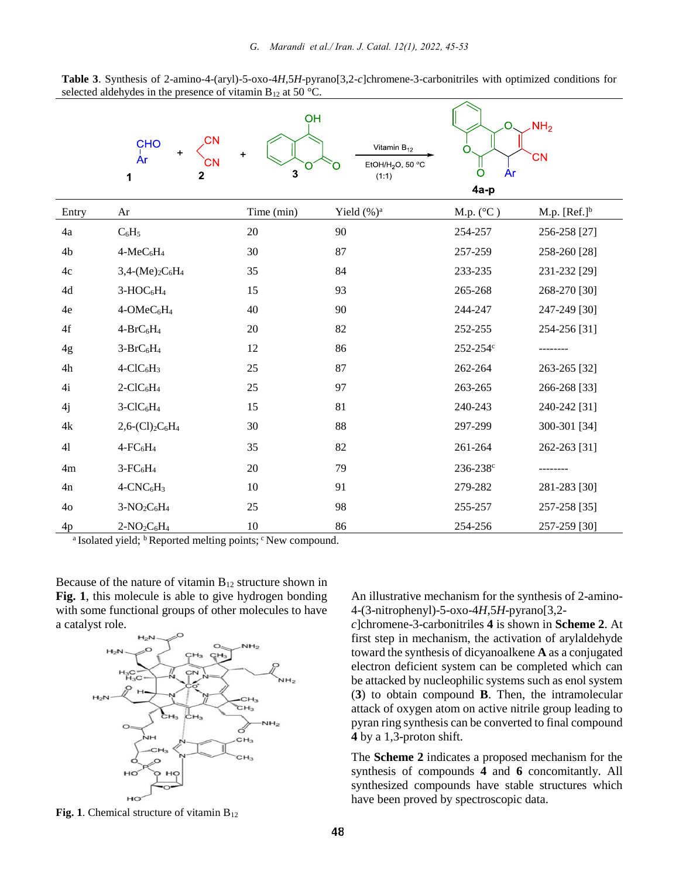**Table 3**. Synthesis of 2-amino-4-(aryl)-5-oxo-4*H*,5*H*-pyrano[3,2-*c*]chromene-3-carbonitriles with optimized conditions for selected aldehydes in the presence of vitamin $B_{12}$ at 50 °C.

| Entry | Ar | Time (min) | Yield (%)[a] | M.p. (°C ) | M.p. [Ref.][b] |
|---|---|---|---|---|---|
| 4a | $C_6H_5$ | 20 | 90 | 254-257 | 256-258 [27] |
| 4b | 4-Me$C_6H_4$ | 30 | 87 | 257-259 | 258-260 [28] |
| 4c | 3,4-(Me)$_2C_6H_4$ | 35 | 84 | 233-235 | 231-232 [29] |
| 4d | 3-HO$C_6H_4$ | 15 | 93 | 265-268 | 268-270 [30] |
| 4e | 4-OMe$C_6H_4$ | 40 | 90 | 244-247 | 247-249 [30] |
| 4f | 4-Br$C_6H_4$ | 20 | 82 | 252-255 | 254-256 [31] |
| 4g | 3-Br$C_6H_4$ | 12 | 86 | 252-254[c] | -------- |
| 4h | 4-Cl$C_6H_3$ | 25 | 87 | 262-264 | 263-265 [32] |
| 4i | 2-Cl$C_6H_4$ | 25 | 97 | 263-265 | 266-268 [33] |
| 4j | 3-Cl$C_6H_4$ | 15 | 81 | 240-243 | 240-242 [31] |
| 4k | 2,6-(Cl)$_2C_6H_4$ | 30 | 88 | 297-299 | 300-301 [34] |
| 4l | 4-F$C_6H_4$ | 35 | 82 | 261-264 | 262-263 [31] |
| 4m | 3-F$C_6H_4$ | 20 | 79 | 236-238[c] | -------- |
| 4n | 4-CN$C_6H_3$ | 10 | 91 | 279-282 | 281-283 [30] |
| 4o | 3-$NO_2C_6H_4$ | 25 | 98 | 255-257 | 257-258 [35] |
| 4p | 2-$NO_2C_6H_4$ | 10 | 86 | 254-256 | 257-259 [30] |

[a] Isolated yield; [b] Reported melting points; [c] New compound.

Because of the nature of vitamin $B_{12}$ structure shown in **Fig. 1**, this molecule is able to give hydrogen bonding with some functional groups of other molecules to have a catalyst role.

**Fig. 1**. Chemical structure of vitamin $B_{12}$

An illustrative mechanism for the synthesis of 2-amino-4-(3-nitrophenyl)-5-oxo-4*H*,5*H*-pyrano[3,2-*c*]chromene-3-carbonitriles **4** is shown in **Scheme 2**. At first step in mechanism, the activation of arylaldehyde toward the synthesis of dicyanoalkene **A** as a conjugated electron deficient system can be completed which can be attacked by nucleophilic systems such as enol system (**3**) to obtain compound **B**. Then, the intramolecular attack of oxygen atom on active nitrile group leading to pyran ring synthesis can be converted to final compound **4** by a 1,3-proton shift.

The **Scheme 2** indicates a proposed mechanism for the synthesis of compounds **4** and **6** concomitantly. All synthesized compounds have stable structures which have been proved by spectroscopic data.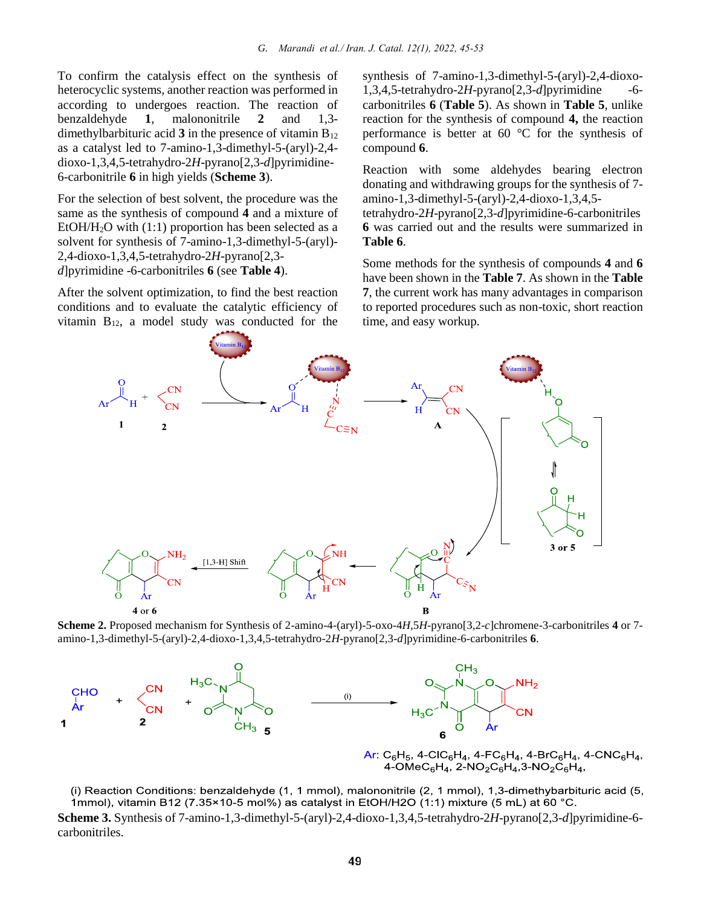To confirm the catalysis effect on the synthesis of heterocyclic systems, another reaction was performed in according to undergoes reaction. The reaction of benzaldehyde **1**, malononitrile **2** and 1,3-dimethylbarbituric acid **3** in the presence of vitamin $B_{12}$ as a catalyst led to 7-amino-1,3-dimethyl-5-(aryl)-2,4-dioxo-1,3,4,5-tetrahydro-2*H*-pyrano[2,3-*d*]pyrimidine-6-carbonitrile **6** in high yields (**Scheme 3**).

For the selection of best solvent, the procedure was the same as the synthesis of compound **4** and a mixture of EtOH/$H_2O$ with (1:1) proportion has been selected as a solvent for synthesis of 7-amino-1,3-dimethyl-5-(aryl)-2,4-dioxo-1,3,4,5-tetrahydro-2*H*-pyrano[2,3-*d*]pyrimidine -6-carbonitriles **6** (see **Table 4**).

After the solvent optimization, to find the best reaction conditions and to evaluate the catalytic efficiency of vitamin $B_{12}$, a model study was conducted for the synthesis of 7-amino-1,3-dimethyl-5-(aryl)-2,4-dioxo-1,3,4,5-tetrahydro-2*H*-pyrano[2,3-*d*]pyrimidine -6-carbonitriles **6** (**Table 5**). As shown in **Table 5**, unlike reaction for the synthesis of compound **4,** the reaction performance is better at 60 °C for the synthesis of compound **6**.

Reaction with some aldehydes bearing electron donating and withdrawing groups for the synthesis of 7-amino-1,3-dimethyl-5-(aryl)-2,4-dioxo-1,3,4,5-tetrahydro-2*H*-pyrano[2,3-*d*]pyrimidine-6-carbonitriles **6** was carried out and the results were summarized in **Table 6**.

Some methods for the synthesis of compounds **4** and **6** have been shown in the **Table 7**. As shown in the **Table 7**, the current work has many advantages in comparison to reported procedures such as non-toxic, short reaction time, and easy workup.

**Scheme 2.** Proposed mechanism for Synthesis of 2-amino-4-(aryl)-5-oxo-4*H*,5*H*-pyrano[3,2-*c*]chromene-3-carbonitriles **4** or 7-amino-1,3-dimethyl-5-(aryl)-2,4-dioxo-1,3,4,5-tetrahydro-2*H*-pyrano[2,3-*d*]pyrimidine-6-carbonitriles **6**.

Ar: $C_6H_5$, 4-Cl$C_6H_4$, 4-F$C_6H_4$, 4-Br$C_6H_4$, 4-CN$C_6H_4$, 4-OMe$C_6H_4$, 2-$NO_2C_6H_4$, 3-$NO_2C_6H_4$,

(i) Reaction Conditions: benzaldehyde (1, 1 mmol), malononitrile (2, 1 mmol), 1,3-dimethybarbituric acid (5, 1mmol), vitamin B12 (7.35×10-5 mol%) as catalyst in EtOH/H2O (1:1) mixture (5 mL) at 60 °C.

**Scheme 3.** Synthesis of 7-amino-1,3-dimethyl-5-(aryl)-2,4-dioxo-1,3,4,5-tetrahydro-2*H*-pyrano[2,3-*d*]pyrimidine-6-carbonitriles.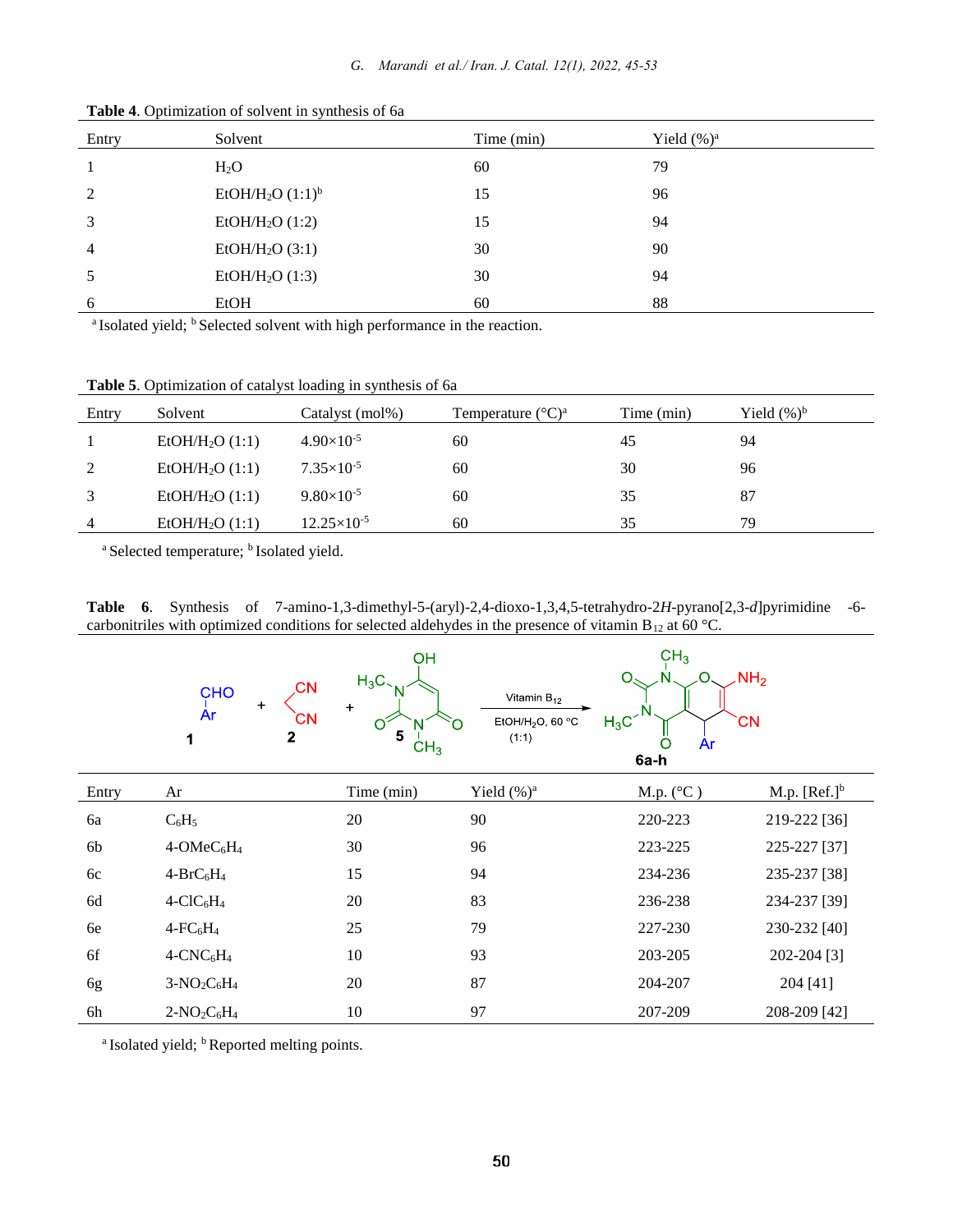**Table 4**. Optimization of solvent in synthesis of 6a

| Entry | Solvent | Time (min) | Yield (%)[a] |
|---|---|---|---|
| 1 | $H_2O$ | 60 | 79 |
| 2 | $EtOH/H_2O$ (1:1)[b] | 15 | 96 |
| 3 | $EtOH/H_2O$ (1:2) | 15 | 94 |
| 4 | $EtOH/H_2O$ (3:1) | 30 | 90 |
| 5 | $EtOH/H_2O$ (1:3) | 30 | 94 |
| 6 | EtOH | 60 | 88 |

[a] Isolated yield; [b] Selected solvent with high performance in the reaction.

**Table 5**. Optimization of catalyst loading in synthesis of 6a

| Entry | Solvent | Catalyst (mol%) | Temperature (°C)[a] | Time (min) | Yield (%)[b] |
|---|---|---|---|---|---|
| 1 | $EtOH/H_2O$ (1:1) | $4.90\times10^{-5}$ | 60 | 45 | 94 |
| 2 | $EtOH/H_2O$ (1:1) | $7.35\times10^{-5}$ | 60 | 30 | 96 |
| 3 | $EtOH/H_2O$ (1:1) | $9.80\times10^{-5}$ | 60 | 35 | 87 |
| 4 | $EtOH/H_2O$ (1:1) | $12.25\times10^{-5}$ | 60 | 35 | 79 |

[a] Selected temperature; [b] Isolated yield.

**Table 6**. Synthesis of 7-amino-1,3-dimethyl-5-(aryl)-2,4-dioxo-1,3,4,5-tetrahydro-2*H*-pyrano[2,3-*d*]pyrimidine -6-carbonitriles with optimized conditions for selected aldehydes in the presence of vitamin $B_{12}$ at 60 °C.

ArCHO (1) + $CH_2(CN)_2$ (2) + 6-hydroxy-1,3-dimethyluracil (5) → (Vitamin $B_{12}$, $EtOH/H_2O$, 60 °C (1:1)) → 6a-h

| Entry | Ar | Time (min) | Yield (%)[a] | M.p. (°C ) | M.p. [Ref.][b] |
|---|---|---|---|---|---|
| 6a | $C_6H_5$ | 20 | 90 | 220-223 | 219-222 [36] |
| 6b | $4\text{-OMeC}_6H_4$ | 30 | 96 | 223-225 | 225-227 [37] |
| 6c | $4\text{-BrC}_6H_4$ | 15 | 94 | 234-236 | 235-237 [38] |
| 6d | $4\text{-ClC}_6H_4$ | 20 | 83 | 236-238 | 234-237 [39] |
| 6e | $4\text{-FC}_6H_4$ | 25 | 79 | 227-230 | 230-232 [40] |
| 6f | $4\text{-CNC}_6H_4$ | 10 | 93 | 203-205 | 202-204 [3] |
| 6g | $3\text{-NO}_2C_6H_4$ | 20 | 87 | 204-207 | 204 [41] |
| 6h | $2\text{-NO}_2C_6H_4$ | 10 | 97 | 207-209 | 208-209 [42] |

[a] Isolated yield; [b] Reported melting points.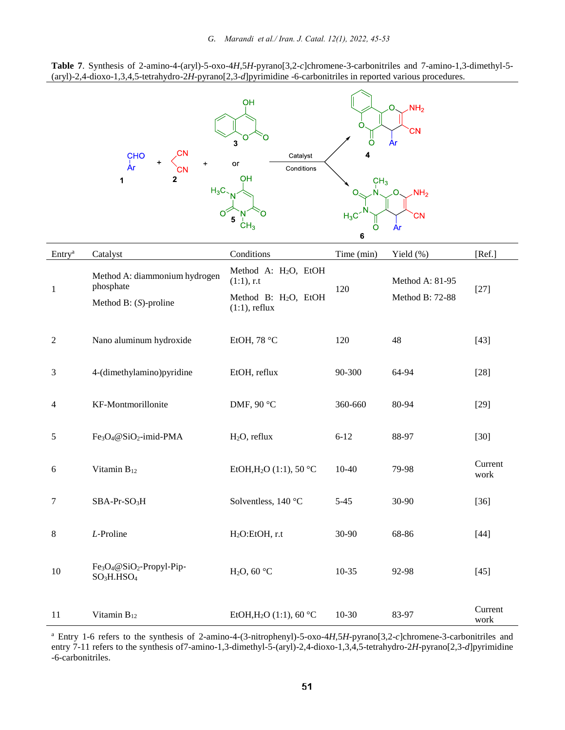**Table 7**. Synthesis of 2-amino-4-(aryl)-5-oxo-4*H*,5*H*-pyrano[3,2-*c*]chromene-3-carbonitriles and 7-amino-1,3-dimethyl-5-(aryl)-2,4-dioxo-1,3,4,5-tetrahydro-2*H*-pyrano[2,3-*d*]pyrimidine -6-carbonitriles in reported various procedures.

| Entry[a] | Catalyst | Conditions | Time (min) | Yield (%) | [Ref.] |
|---|---|---|---|---|---|
| 1 | Method A: diammonium hydrogen phosphate<br>Method B: (*S*)-proline | Method A: $H_2O$, EtOH (1:1), r.t<br>Method B: $H_2O$, EtOH (1:1), reflux | 120 | Method A: 81-95<br>Method B: 72-88 | [27] |
| 2 | Nano aluminum hydroxide | EtOH, 78 °C | 120 | 48 | [43] |
| 3 | 4-(dimethylamino)pyridine | EtOH, reflux | 90-300 | 64-94 | [28] |
| 4 | KF-Montmorillonite | DMF, 90 °C | 360-660 | 80-94 | [29] |
| 5 | $Fe_3O_4$@$SiO_2$-imid-PMA | $H_2O$, reflux | 6-12 | 88-97 | [30] |
| 6 | Vitamin $B_{12}$ | EtOH,$H_2O$ (1:1), 50 °C | 10-40 | 79-98 | Current work |
| 7 | SBA-Pr-$SO_3H$ | Solventless, 140 °C | 5-45 | 30-90 | [36] |
| 8 | *L*-Proline | $H_2O$:EtOH, r.t | 30-90 | 68-86 | [44] |
| 10 | $Fe_3O_4$@$SiO_2$-Propyl-Pip-$SO_3H.HSO_4$ | $H_2O$, 60 °C | 10-35 | 92-98 | [45] |
| 11 | Vitamin $B_{12}$ | EtOH,$H_2O$ (1:1), 60 °C | 10-30 | 83-97 | Current work |

[a] Entry 1-6 refers to the synthesis of 2-amino-4-(3-nitrophenyl)-5-oxo-4*H*,5*H*-pyrano[3,2-*c*]chromene-3-carbonitriles and entry 7-11 refers to the synthesis of7-amino-1,3-dimethyl-5-(aryl)-2,4-dioxo-1,3,4,5-tetrahydro-2*H*-pyrano[2,3-*d*]pyrimidine -6-carbonitriles.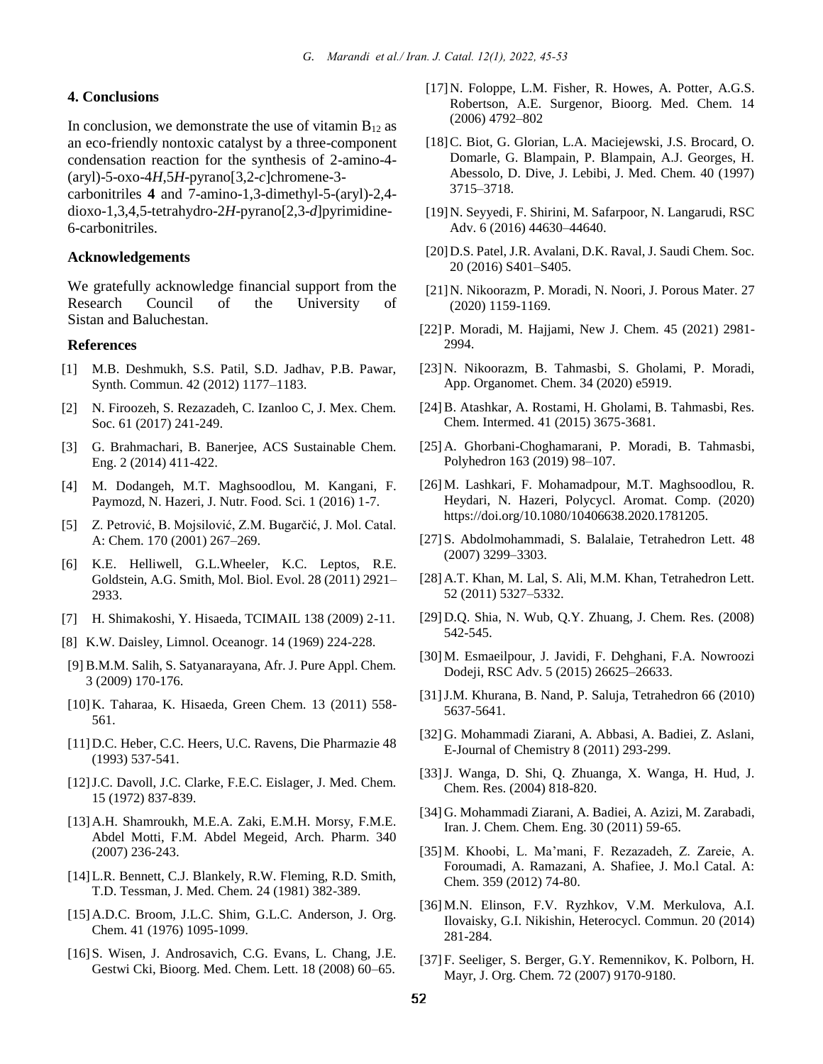## 4. Conclusions

In conclusion, we demonstrate the use of vitamin $B_{12}$ as an eco-friendly nontoxic catalyst by a three-component condensation reaction for the synthesis of 2-amino-4-(aryl)-5-oxo-4*H*,5*H*-pyrano[3,2-*c*]chromene-3-carbonitriles **4** and 7-amino-1,3-dimethyl-5-(aryl)-2,4-dioxo-1,3,4,5-tetrahydro-2*H*-pyrano[2,3-*d*]pyrimidine-6-carbonitriles.

### Acknowledgements

We gratefully acknowledge financial support from the Research Council of the University of Sistan and Baluchestan.

### References

[1] M.B. Deshmukh, S.S. Patil, S.D. Jadhav, P.B. Pawar, Synth. Commun. 42 (2012) 1177–1183.

[2] N. Firoozeh, S. Rezazadeh, C. Izanloo C, J. Mex. Chem. Soc. 61 (2017) 241-249.

[3] G. Brahmachari, B. Banerjee, ACS Sustainable Chem. Eng. 2 (2014) 411-422.

[4] M. Dodangeh, M.T. Maghsoodlou, M. Kangani, F. Paymozd, N. Hazeri, J. Nutr. Food. Sci. 1 (2016) 1-7.

[5] Z. Petrović, B. Mojsilović, Z.M. Bugarčić, J. Mol. Catal. A: Chem. 170 (2001) 267–269.

[6] K.E. Helliwell, G.L.Wheeler, K.C. Leptos, R.E. Goldstein, A.G. Smith, Mol. Biol. Evol. 28 (2011) 2921–2933.

[7] H. Shimakoshi, Y. Hisaeda, TCIMAIL 138 (2009) 2-11.

[8] K.W. Daisley, Limnol. Oceanogr. 14 (1969) 224-228.

[9] B.M.M. Salih, S. Satyanarayana, Afr. J. Pure Appl. Chem. 3 (2009) 170-176.

[10] K. Taharaa, K. Hisaeda, Green Chem. 13 (2011) 558-561.

[11] D.C. Heber, C.C. Heers, U.C. Ravens, Die Pharmazie 48 (1993) 537-541.

[12] J.C. Davoll, J.C. Clarke, F.E.C. Eislager, J. Med. Chem. 15 (1972) 837-839.

[13] A.H. Shamroukh, M.E.A. Zaki, E.M.H. Morsy, F.M.E. Abdel Motti, F.M. Abdel Megeid, Arch. Pharm. 340 (2007) 236-243.

[14] L.R. Bennett, C.J. Blankely, R.W. Fleming, R.D. Smith, T.D. Tessman, J. Med. Chem. 24 (1981) 382-389.

[15] A.D.C. Broom, J.L.C. Shim, G.L.C. Anderson, J. Org. Chem. 41 (1976) 1095-1099.

[16] S. Wisen, J. Androsavich, C.G. Evans, L. Chang, J.E. Gestwi Cki, Bioorg. Med. Chem. Lett. 18 (2008) 60–65.

[17] N. Foloppe, L.M. Fisher, R. Howes, A. Potter, A.G.S. Robertson, A.E. Surgenor, Bioorg. Med. Chem. 14 (2006) 4792–802

[18] C. Biot, G. Glorian, L.A. Maciejewski, J.S. Brocard, O. Domarle, G. Blampain, P. Blampain, A.J. Georges, H. Abessolo, D. Dive, J. Lebibi, J. Med. Chem. 40 (1997) 3715–3718.

[19] N. Seyyedi, F. Shirini, M. Safarpoor, N. Langarudi, RSC Adv. 6 (2016) 44630–44640.

[20] D.S. Patel, J.R. Avalani, D.K. Raval, J. Saudi Chem. Soc. 20 (2016) S401–S405.

[21] N. Nikoorazm, P. Moradi, N. Noori, J. Porous Mater. 27 (2020) 1159-1169.

[22] P. Moradi, M. Hajjami, New J. Chem. 45 (2021) 2981-2994.

[23] N. Nikoorazm, B. Tahmasbi, S. Gholami, P. Moradi, App. Organomet. Chem. 34 (2020) e5919.

[24] B. Atashkar, A. Rostami, H. Gholami, B. Tahmasbi, Res. Chem. Intermed. 41 (2015) 3675-3681.

[25] A. Ghorbani-Choghamarani, P. Moradi, B. Tahmasbi, Polyhedron 163 (2019) 98–107.

[26] M. Lashkari, F. Mohamadpour, M.T. Maghsoodlou, R. Heydari, N. Hazeri, Polycycl. Aromat. Comp. (2020) https://doi.org/10.1080/10406638.2020.1781205.

[27] S. Abdolmohammadi, S. Balalaie, Tetrahedron Lett. 48 (2007) 3299–3303.

[28] A.T. Khan, M. Lal, S. Ali, M.M. Khan, Tetrahedron Lett. 52 (2011) 5327–5332.

[29] D.Q. Shia, N. Wub, Q.Y. Zhuang, J. Chem. Res. (2008) 542-545.

[30] M. Esmaeilpour, J. Javidi, F. Dehghani, F.A. Nowroozi Dodeji, RSC Adv. 5 (2015) 26625–26633.

[31] J.M. Khurana, B. Nand, P. Saluja, Tetrahedron 66 (2010) 5637-5641.

[32] G. Mohammadi Ziarani, A. Abbasi, A. Badiei, Z. Aslani, E-Journal of Chemistry 8 (2011) 293-299.

[33] J. Wanga, D. Shi, Q. Zhuanga, X. Wanga, H. Hud, J. Chem. Res. (2004) 818-820.

[34] G. Mohammadi Ziarani, A. Badiei, A. Azizi, M. Zarabadi, Iran. J. Chem. Chem. Eng. 30 (2011) 59-65.

[35] M. Khoobi, L. Ma'mani, F. Rezazadeh, Z. Zareie, A. Foroumadi, A. Ramazani, A. Shafiee, J. Mo.l Catal. A: Chem. 359 (2012) 74-80.

[36] M.N. Elinson, F.V. Ryzhkov, V.M. Merkulova, A.I. Ilovaisky, G.I. Nikishin, Heterocycl. Commun. 20 (2014) 281-284.

[37] F. Seeliger, S. Berger, G.Y. Remennikov, K. Polborn, H. Mayr, J. Org. Chem. 72 (2007) 9170-9180.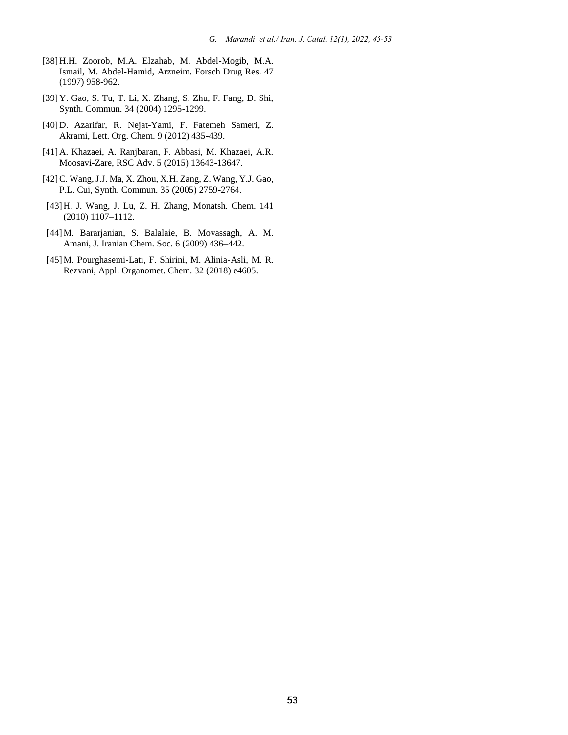[38] H.H. Zoorob, M.A. Elzahab, M. Abdel-Mogib, M.A. Ismail, M. Abdel-Hamid, Arzneim. Forsch Drug Res. 47 (1997) 958-962.

[39] Y. Gao, S. Tu, T. Li, X. Zhang, S. Zhu, F. Fang, D. Shi, Synth. Commun. 34 (2004) 1295-1299.

[40] D. Azarifar, R. Nejat-Yami, F. Fatemeh Sameri, Z. Akrami, Lett. Org. Chem. 9 (2012) 435-439.

[41] A. Khazaei, A. Ranjbaran, F. Abbasi, M. Khazaei, A.R. Moosavi-Zare, RSC Adv. 5 (2015) 13643-13647.

[42] C. Wang, J.J. Ma, X. Zhou, X.H. Zang, Z. Wang, Y.J. Gao, P.L. Cui, Synth. Commun. 35 (2005) 2759-2764.

[43] H. J. Wang, J. Lu, Z. H. Zhang, Monatsh. Chem. 141 (2010) 1107–1112.

[44] M. Bararjanian, S. Balalaie, B. Movassagh, A. M. Amani, J. Iranian Chem. Soc. 6 (2009) 436–442.

[45] M. Pourghasemi-Lati, F. Shirini, M. Alinia-Asli, M. R. Rezvani, Appl. Organomet. Chem. 32 (2018) e4605.